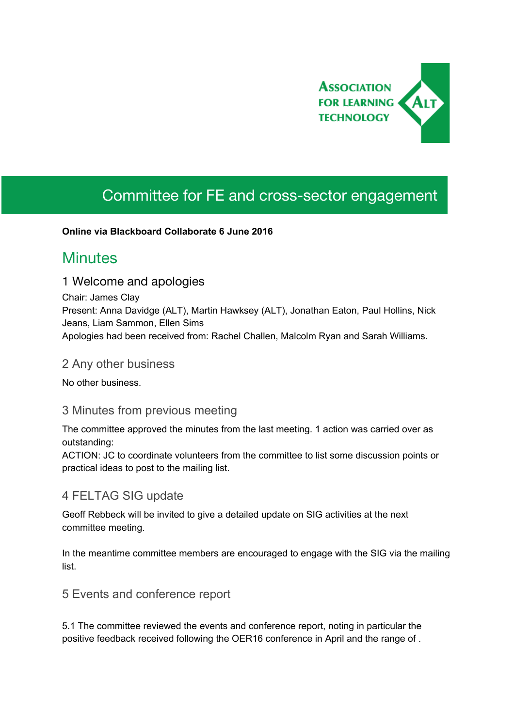Association for Learning Technology

# Committee for FE and cross-sector engagement

**Online via Blackboard Collaborate 6 June 2016**

## Minutes

### 1 Welcome and apologies

Chair: James Clay
Present: Anna Davidge (ALT), Martin Hawksey (ALT), Jonathan Eaton, Paul Hollins, Nick Jeans, Liam Sammon, Ellen Sims
Apologies had been received from: Rachel Challen, Malcolm Ryan and Sarah Williams.

### 2 Any other business

No other business.

### 3 Minutes from previous meeting

The committee approved the minutes from the last meeting. 1 action was carried over as outstanding:
ACTION: JC to coordinate volunteers from the committee to list some discussion points or practical ideas to post to the mailing list.

### 4 FELTAG SIG update

Geoff Rebbeck will be invited to give a detailed update on SIG activities at the next committee meeting.

In the meantime committee members are encouraged to engage with the SIG via the mailing list.

### 5 Events and conference report

5.1 The committee reviewed the events and conference report, noting in particular the positive feedback received following the OER16 conference in April and the range of .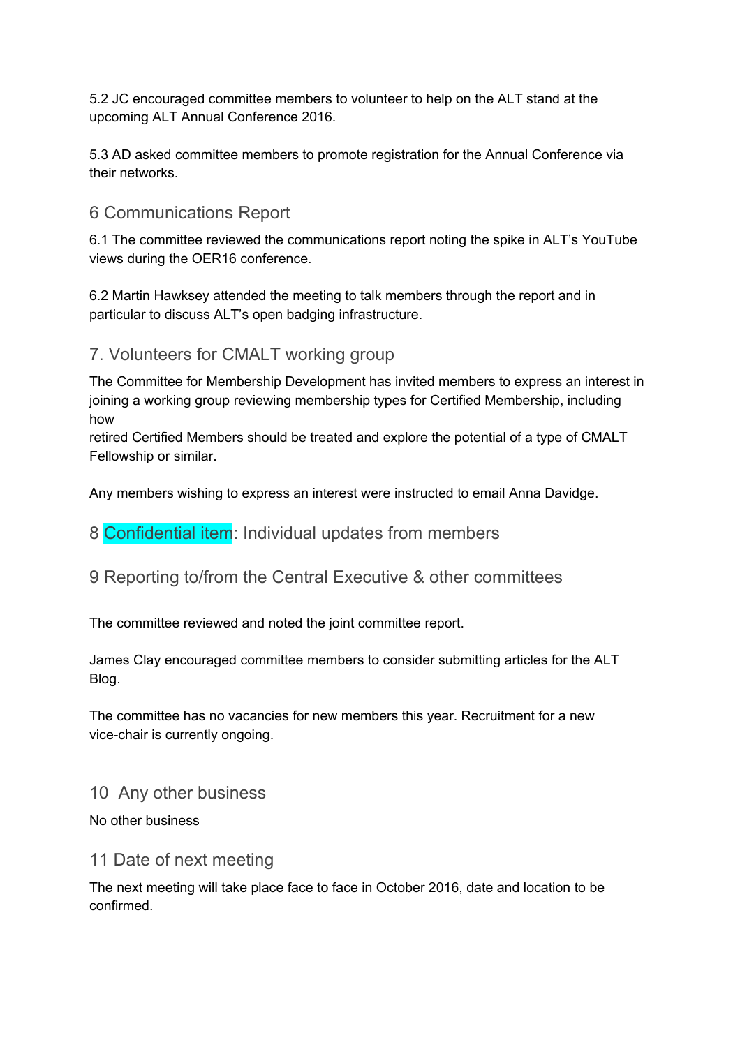5.2 JC encouraged committee members to volunteer to help on the ALT stand at the upcoming ALT Annual Conference 2016.

5.3 AD asked committee members to promote registration for the Annual Conference via their networks.

## 6 Communications Report

6.1 The committee reviewed the communications report noting the spike in ALT's YouTube views during the OER16 conference.

6.2 Martin Hawksey attended the meeting to talk members through the report and in particular to discuss ALT's open badging infrastructure.

## 7. Volunteers for CMALT working group

The Committee for Membership Development has invited members to express an interest in joining a working group reviewing membership types for Certified Membership, including how retired Certified Members should be treated and explore the potential of a type of CMALT Fellowship or similar.

Any members wishing to express an interest were instructed to email Anna Davidge.

## 8 Confidential item: Individual updates from members

## 9 Reporting to/from the Central Executive & other committees

The committee reviewed and noted the joint committee report.

James Clay encouraged committee members to consider submitting articles for the ALT Blog.

The committee has no vacancies for new members this year. Recruitment for a new vice-chair is currently ongoing.

## 10 Any other business

No other business

## 11 Date of next meeting

The next meeting will take place face to face in October 2016, date and location to be confirmed.